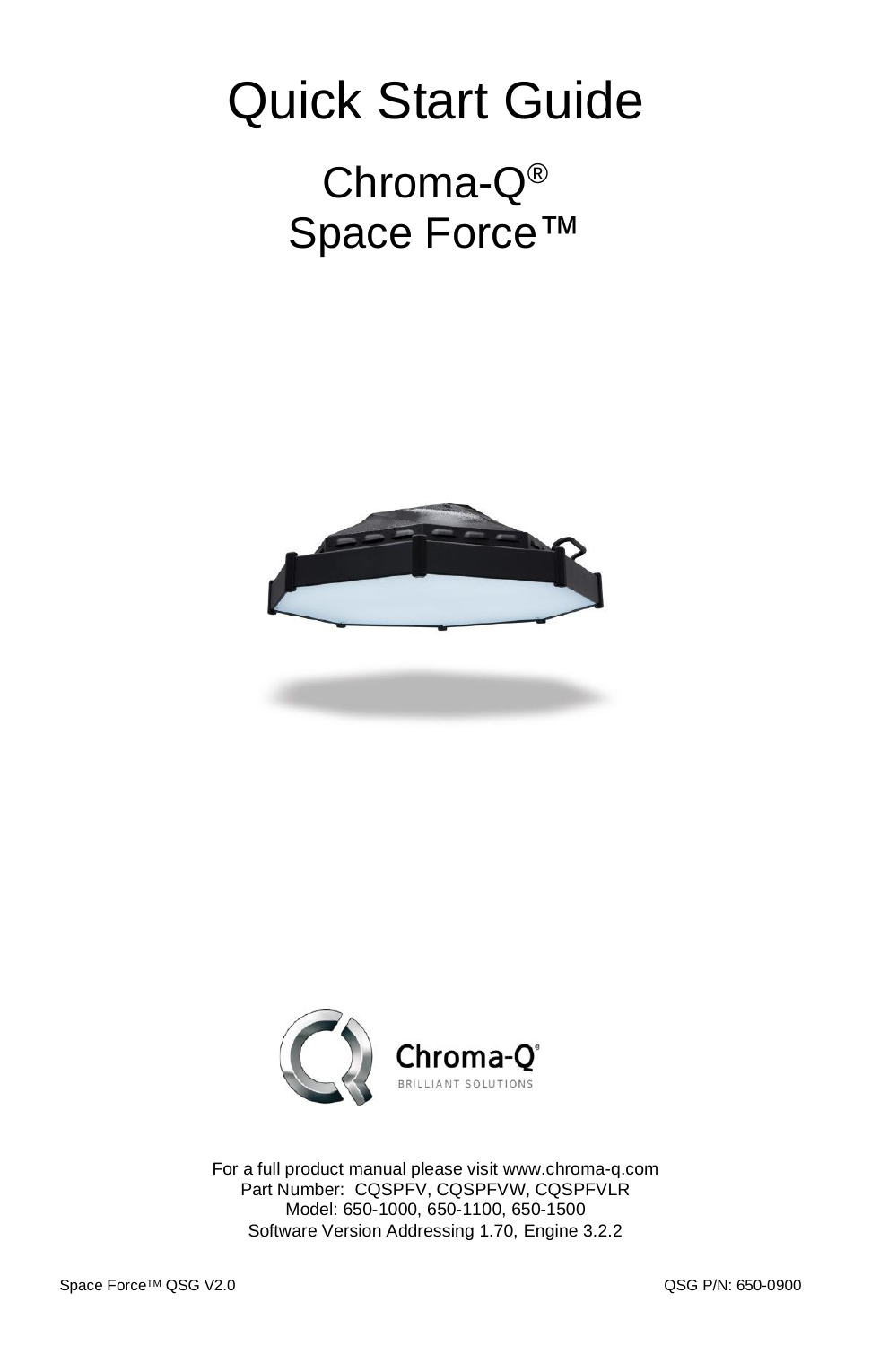# Quick Start Guide

## Chroma-Q®
## Space Force™

For a full product manual please visit www.chroma-q.com
Part Number: CQSPFV, CQSPFVW, CQSPFVLR
Model: 650-1000, 650-1100, 650-1500
Software Version Addressing 1.70, Engine 3.2.2

Space Force™ QSG V2.0 QSG P/N: 650-0900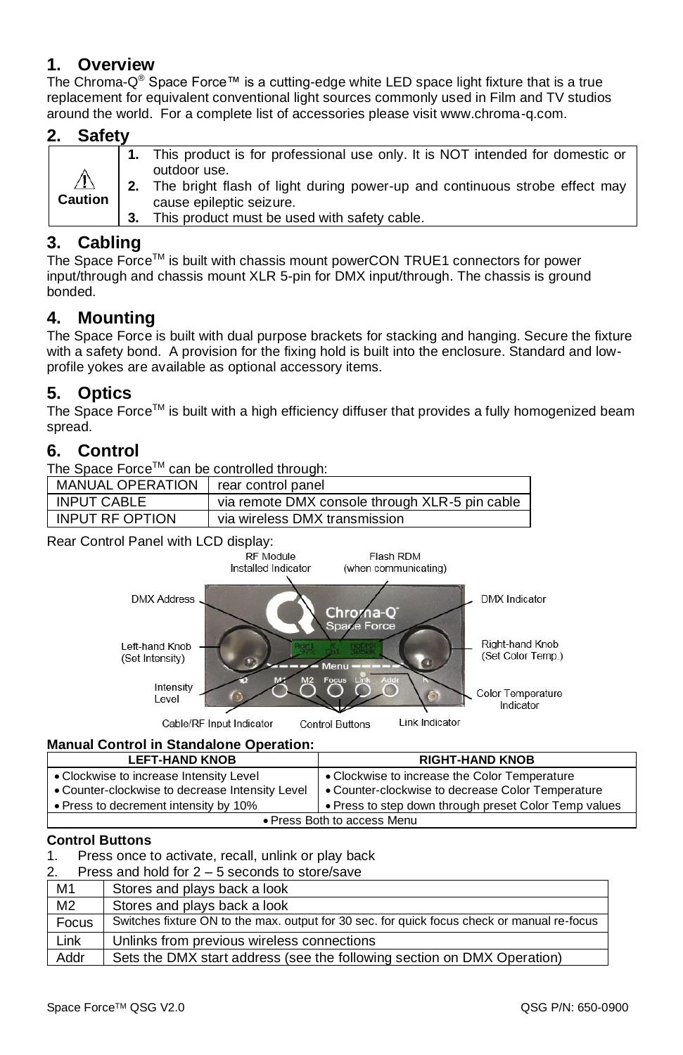## 1. Overview

The Chroma-Q® Space Force™ is a cutting-edge white LED space light fixture that is a true replacement for equivalent conventional light sources commonly used in Film and TV studios around the world. For a complete list of accessories please visit www.chroma-q.com.

## 2. Safety

| ⚠ Caution | 1. This product is for professional use only. It is NOT intended for domestic or outdoor use. 2. The bright flash of light during power-up and continuous strobe effect may cause epileptic seizure. 3. This product must be used with safety cable. |
|---|---|

## 3. Cabling

The Space Force™ is built with chassis mount powerCON TRUE1 connectors for power input/through and chassis mount XLR 5-pin for DMX input/through. The chassis is ground bonded.

## 4. Mounting

The Space Force is built with dual purpose brackets for stacking and hanging. Secure the fixture with a safety bond. A provision for the fixing hold is built into the enclosure. Standard and low-profile yokes are available as optional accessory items.

## 5. Optics

The Space Force™ is built with a high efficiency diffuser that provides a fully homogenized beam spread.

## 6. Control

The Space Force™ can be controlled through:

| MANUAL OPERATION | rear control panel |
|---|---|
| INPUT CABLE | via remote DMX console through XLR-5 pin cable |
| INPUT RF OPTION | via wireless DMX transmission |

Rear Control Panel with LCD display:

RF Module Installed Indicator, Flash RDM (when communicating), DMX Address, DMX Indicator, Left-hand Knob (Set Intensity), Right-hand Knob (Set Color Temp.), Intensity Level, Color Temperature Indicator, Cable/RF Input Indicator, Control Buttons, Link Indicator

**Manual Control in Standalone Operation:**

| LEFT-HAND KNOB | RIGHT-HAND KNOB |
|---|---|
| • Clockwise to increase Intensity Level | • Clockwise to increase the Color Temperature |
| • Counter-clockwise to decrease Intensity Level | • Counter-clockwise to decrease Color Temperature |
| • Press to decrement intensity by 10% | • Press to step down through preset Color Temp values |
| • Press Both to access Menu | |

**Control Buttons**

1. Press once to activate, recall, unlink or play back
2. Press and hold for 2 – 5 seconds to store/save

| M1 | Stores and plays back a look |
|---|---|
| M2 | Stores and plays back a look |
| Focus | Switches fixture ON to the max. output for 30 sec. for quick focus check or manual re-focus |
| Link | Unlinks from previous wireless connections |
| Addr | Sets the DMX start address (see the following section on DMX Operation) |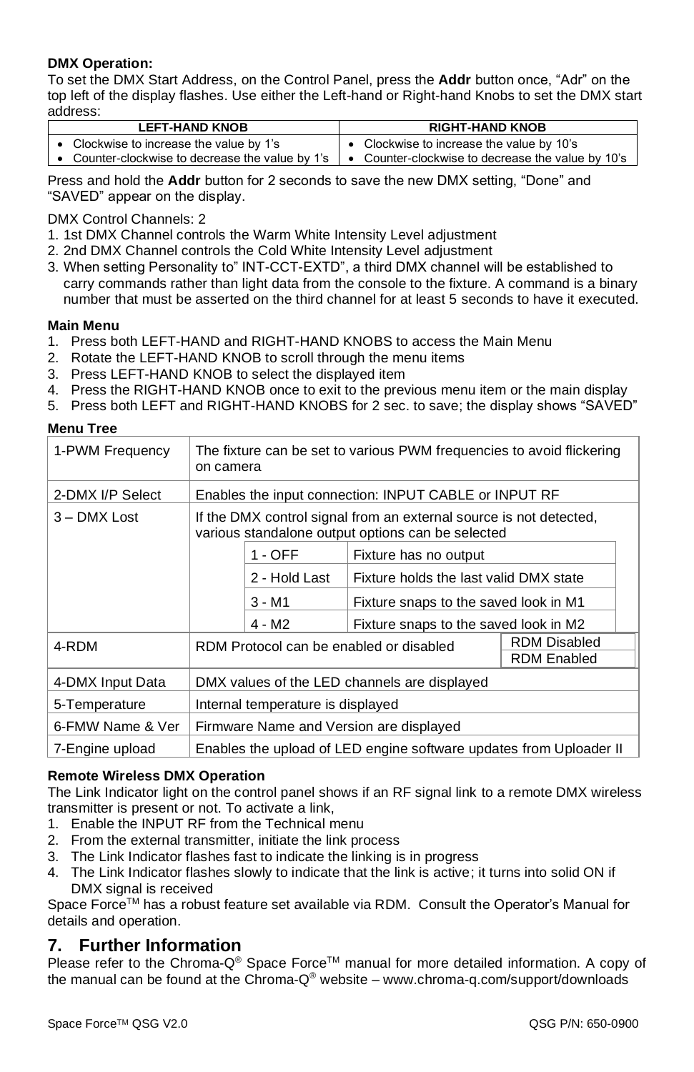**DMX Operation:**
To set the DMX Start Address, on the Control Panel, press the **Addr** button once, “Adr” on the top left of the display flashes. Use either the Left-hand or Right-hand Knobs to set the DMX start address:

| LEFT-HAND KNOB | RIGHT-HAND KNOB |
|---|---|
| • Clockwise to increase the value by 1’s<br>• Counter-clockwise to decrease the value by 1’s | • Clockwise to increase the value by 10’s<br>• Counter-clockwise to decrease the value by 10’s |

Press and hold the **Addr** button for 2 seconds to save the new DMX setting, “Done” and “SAVED” appear on the display.

DMX Control Channels: 2

1. 1st DMX Channel controls the Warm White Intensity Level adjustment
2. 2nd DMX Channel controls the Cold White Intensity Level adjustment
3. When setting Personality to” INT-CCT-EXTD”, a third DMX channel will be established to carry commands rather than light data from the console to the fixture. A command is a binary number that must be asserted on the third channel for at least 5 seconds to have it executed.

**Main Menu**

1. Press both LEFT-HAND and RIGHT-HAND KNOBS to access the Main Menu
2. Rotate the LEFT-HAND KNOB to scroll through the menu items
3. Press LEFT-HAND KNOB to select the displayed item
4. Press the RIGHT-HAND KNOB once to exit to the previous menu item or the main display
5. Press both LEFT and RIGHT-HAND KNOBS for 2 sec. to save; the display shows “SAVED”

**Menu Tree**

| | | | |
|---|---|---|---|
| 1-PWM Frequency | The fixture can be set to various PWM frequencies to avoid flickering on camera | | |
| 2-DMX I/P Select | Enables the input connection: INPUT CABLE or INPUT RF | | |
| 3 – DMX Lost | If the DMX control signal from an external source is not detected, various standalone output options can be selected | | |
| | | 1 - OFF | Fixture has no output |
| | | 2 - Hold Last | Fixture holds the last valid DMX state |
| | | 3 - M1 | Fixture snaps to the saved look in M1 |
| | | 4 - M2 | Fixture snaps to the saved look in M2 |
| 4-RDM | RDM Protocol can be enabled or disabled | | RDM Disabled<br>RDM Enabled |
| 4-DMX Input Data | DMX values of the LED channels are displayed | | |
| 5-Temperature | Internal temperature is displayed | | |
| 6-FMW Name & Ver | Firmware Name and Version are displayed | | |
| 7-Engine upload | Enables the upload of LED engine software updates from Uploader II | | |

**Remote Wireless DMX Operation**
The Link Indicator light on the control panel shows if an RF signal link to a remote DMX wireless transmitter is present or not. To activate a link,

1. Enable the INPUT RF from the Technical menu
2. From the external transmitter, initiate the link process
3. The Link Indicator flashes fast to indicate the linking is in progress
4. The Link Indicator flashes slowly to indicate that the link is active; it turns into solid ON if DMX signal is received

Space Force™ has a robust feature set available via RDM. Consult the Operator’s Manual for details and operation.

## 7. Further Information

Please refer to the Chroma-Q® Space Force™ manual for more detailed information. A copy of the manual can be found at the Chroma-Q® website – www.chroma-q.com/support/downloads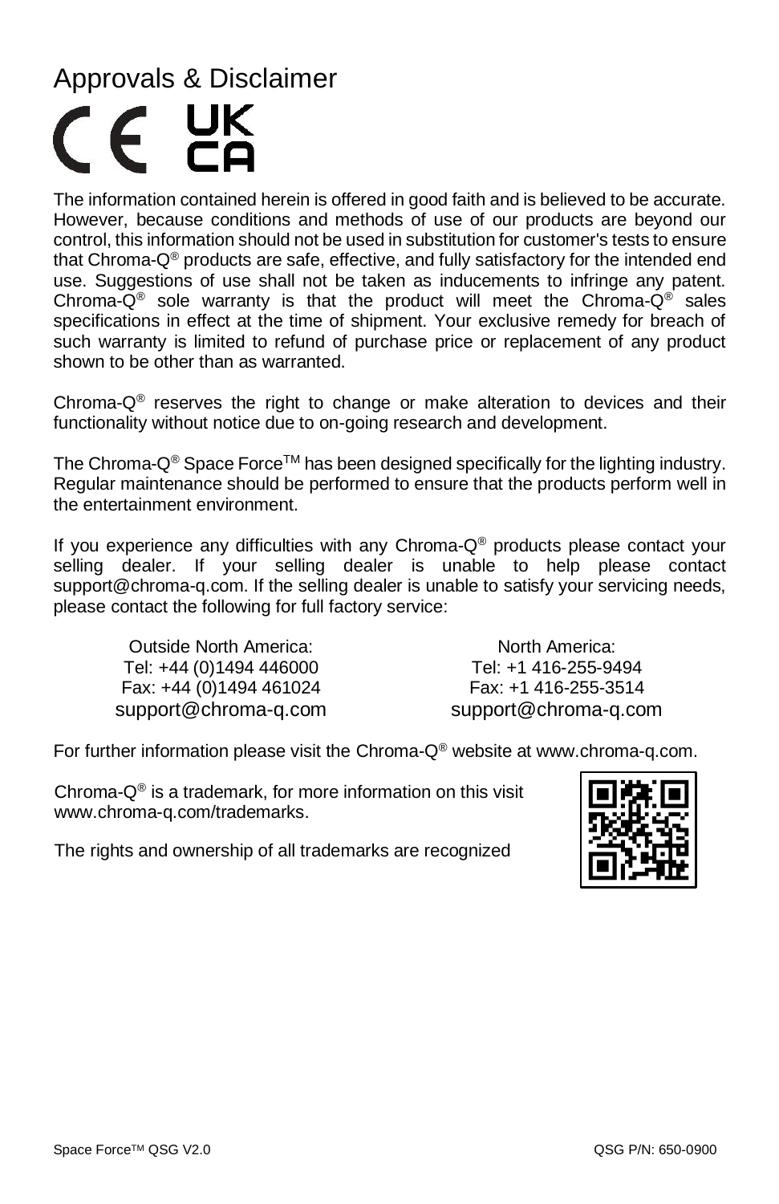# Approvals & Disclaimer

CE UK CA

The information contained herein is offered in good faith and is believed to be accurate. However, because conditions and methods of use of our products are beyond our control, this information should not be used in substitution for customer's tests to ensure that Chroma-Q® products are safe, effective, and fully satisfactory for the intended end use. Suggestions of use shall not be taken as inducements to infringe any patent. Chroma-Q® sole warranty is that the product will meet the Chroma-Q® sales specifications in effect at the time of shipment. Your exclusive remedy for breach of such warranty is limited to refund of purchase price or replacement of any product shown to be other than as warranted.

Chroma-Q® reserves the right to change or make alteration to devices and their functionality without notice due to on-going research and development.

The Chroma-Q® Space Force™ has been designed specifically for the lighting industry. Regular maintenance should be performed to ensure that the products perform well in the entertainment environment.

If you experience any difficulties with any Chroma-Q® products please contact your selling dealer. If your selling dealer is unable to help please contact support@chroma-q.com. If the selling dealer is unable to satisfy your servicing needs, please contact the following for full factory service:

| Outside North America: | North America: |
|---|---|
| Tel: +44 (0)1494 446000 | Tel: +1 416-255-9494 |
| Fax: +44 (0)1494 461024 | Fax: +1 416-255-3514 |
| support@chroma-q.com | support@chroma-q.com |

For further information please visit the Chroma-Q® website at www.chroma-q.com.

Chroma-Q® is a trademark, for more information on this visit www.chroma-q.com/trademarks.

The rights and ownership of all trademarks are recognized

Space Force™ QSG V2.0 QSG P/N: 650-0900